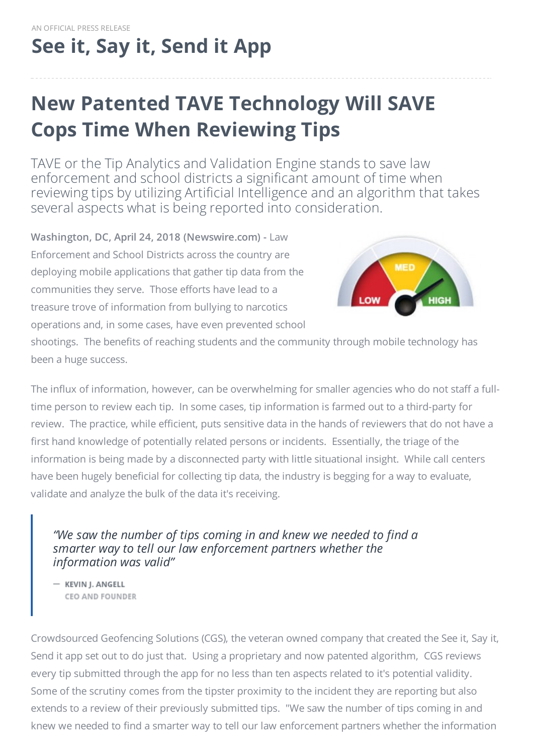AN OFFICIAL PRESS RELEASE

# See it, Say it, Send it App

## New Patented TAVE Technology Will SAVE Cops Time When Reviewing Tips

TAVE or the Tip Analytics and Validation Engine stands to save law enforcement and school districts a significant amount of time when reviewing tips by utilizing Artificial Intelligence and an algorithm that takes several aspects what is being reported into consideration.

**Washington, DC, April 24, 2018 (Newswire.com) -** Law Enforcement and School Districts across the country are deploying mobile applications that gather tip data from the communities they serve. Those efforts have lead to a treasure trove of information from bullying to narcotics operations and, in some cases, have even prevented school shootings. The benefits of reaching students and the community through mobile technology has been a huge success.

The influx of information, however, can be overwhelming for smaller agencies who do not staff a full-time person to review each tip. In some cases, tip information is farmed out to a third-party for review. The practice, while efficient, puts sensitive data in the hands of reviewers that do not have a first hand knowledge of potentially related persons or incidents. Essentially, the triage of the information is being made by a disconnected party with little situational insight. While call centers have been hugely beneficial for collecting tip data, the industry is begging for a way to evaluate, validate and analyze the bulk of the data it's receiving.

> *"We saw the number of tips coming in and knew we needed to find a smarter way to tell our law enforcement partners whether the information was valid"*
>
> — KEVIN J. ANGELL
> CEO AND FOUNDER

Crowdsourced Geofencing Solutions (CGS), the veteran owned company that created the See it, Say it, Send it app set out to do just that. Using a proprietary and now patented algorithm, CGS reviews every tip submitted through the app for no less than ten aspects related to it's potential validity. Some of the scrutiny comes from the tipster proximity to the incident they are reporting but also extends to a review of their previously submitted tips. "We saw the number of tips coming in and knew we needed to find a smarter way to tell our law enforcement partners whether the information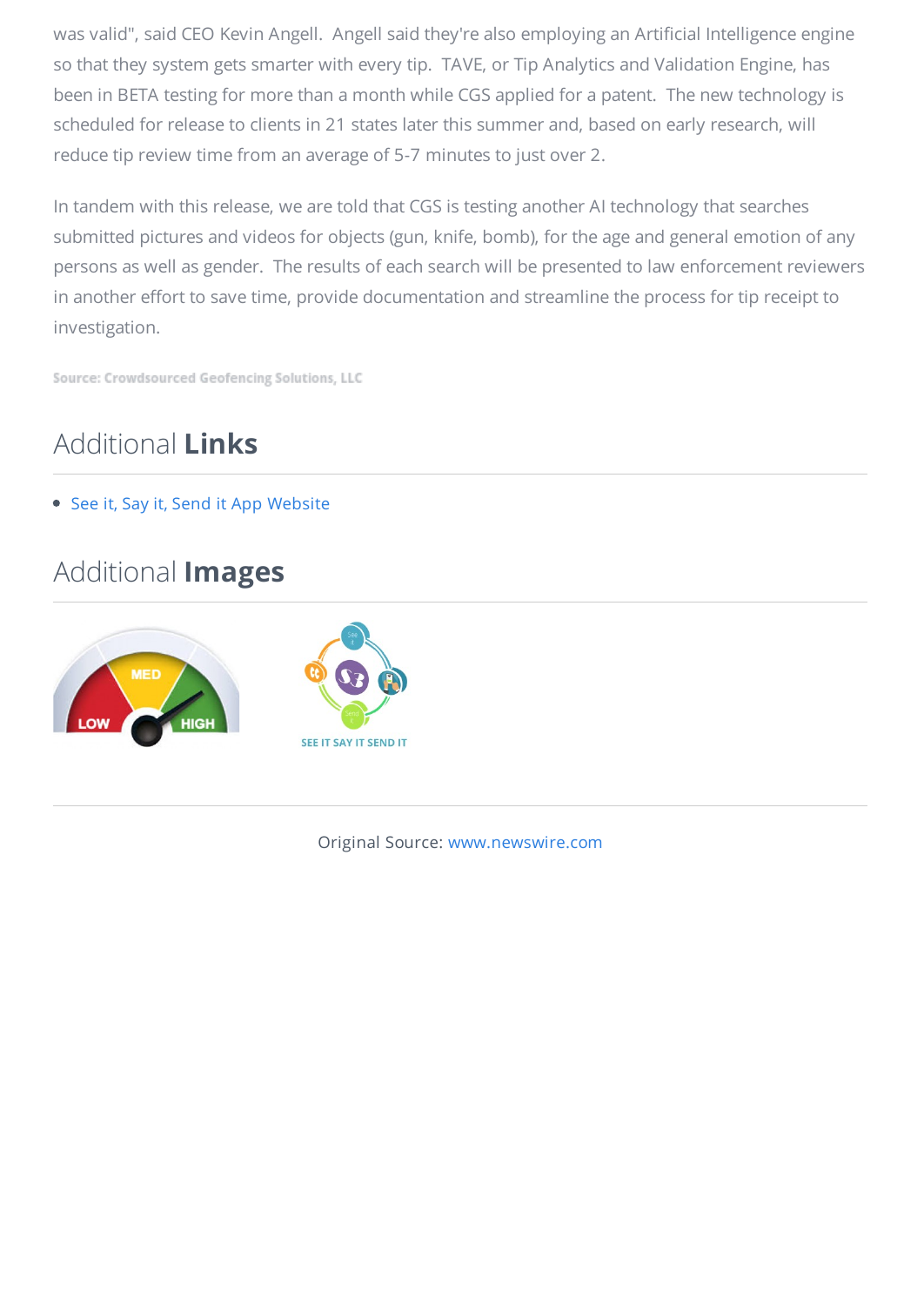was valid", said CEO Kevin Angell. Angell said they're also employing an Artificial Intelligence engine so that they system gets smarter with every tip. TAVE, or Tip Analytics and Validation Engine, has been in BETA testing for more than a month while CGS applied for a patent. The new technology is scheduled for release to clients in 21 states later this summer and, based on early research, will reduce tip review time from an average of 5-7 minutes to just over 2.

In tandem with this release, we are told that CGS is testing another AI technology that searches submitted pictures and videos for objects (gun, knife, bomb), for the age and general emotion of any persons as well as gender. The results of each search will be presented to law enforcement reviewers in another effort to save time, provide documentation and streamline the process for tip receipt to investigation.

Source: Crowdsourced Geofencing Solutions, LLC

## Additional **Links**

- See it, Say it, Send it App Website

## Additional **Images**

LOW
MED
HIGH

SEE IT SAY IT SEND IT

Original Source: www.newswire.com